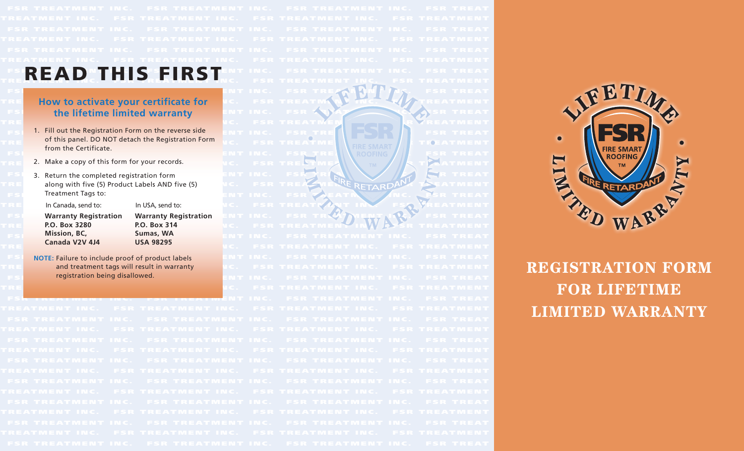# READ THIS FIRST

## How to activate your certificate for the lifetime limited warranty

1. Fill out the Registration Form on the reverse side of this panel. DO NOT detach the Registration Form from the Certificate.
2. Make a copy of this form for your records.
3. Return the completed registration form along with five (5) Product Labels AND five (5) Treatment Tags to:

| In Canada, send to: | In USA, send to: |
|---|---|
| **Warranty Registration** | **Warranty Registration** |
| **P.O. Box 3280** | **P.O. Box 314** |
| **Mission, BC,** | **Sumas, WA** |
| **Canada V2V 4J4** | **USA 98295** |

**NOTE:** Failure to include proof of product labels and treatment tags will result in warranty registration being disallowed.

LIFETIME LIMITED WARRANTY

FSR FIRE SMART ROOFING TM

FIRE RETARDANT

# REGISTRATION FORM FOR LIFETIME LIMITED WARRANTY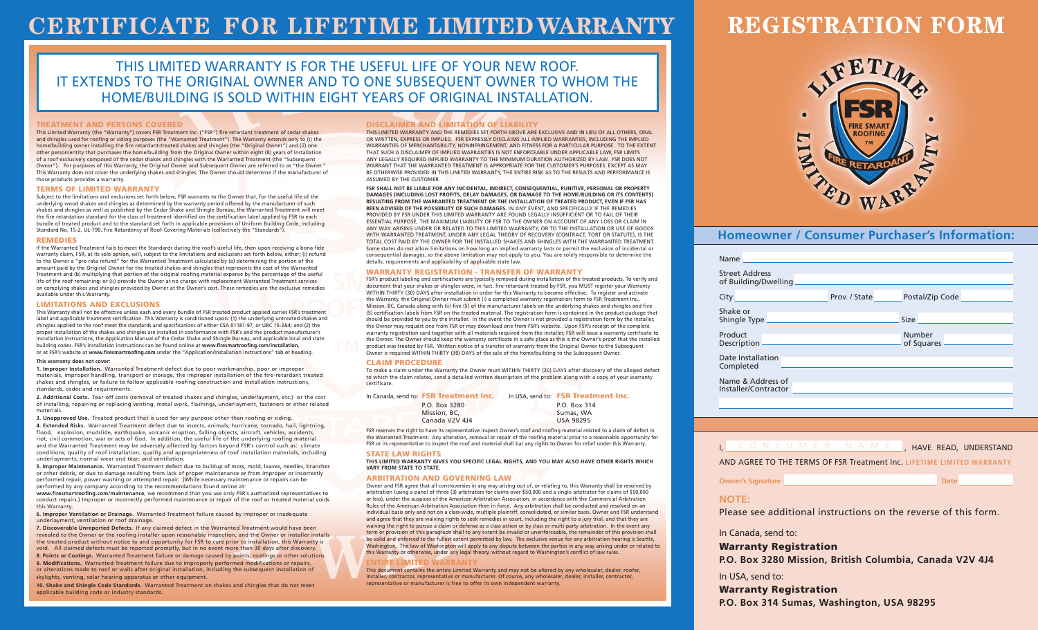# CERTIFICATE FOR LIFETIME LIMITED WARRANTY

## THIS LIMITED WARRANTY IS FOR THE USEFUL LIFE OF YOUR NEW ROOF. IT EXTENDS TO THE ORIGINAL OWNER AND TO ONE SUBSEQUENT OWNER TO WHOM THE HOME/BUILDING IS SOLD WITHIN EIGHT YEARS OF ORIGINAL INSTALLATION.

### TREATMENT AND PERSONS COVERED

This Limited Warranty (the "Warranty") covers FSR Treatment Inc. ("FSR") fire retardant treatment of cedar shakes and shingles used for roofing or siding purposes (the "Warranted Treatment"). The Warranty extends only to (i) the home/building owner installing the fire retardant-treated shakes and shingles (the "Original Owner") and (ii) one other person/entity that purchases the home/building from the Original Owner within eight (8) years of installation of a roof exclusively composed of the cedar shakes and shingles with the Warranted Treatment (the "Subsequent Owner"). For purposes of this Warranty, the Original Owner and Subsequent Owner are referred to as "the Owner." This Warranty does not cover the underlying shakes and shingles. The Owner should determine if the manufacturer of those products provides a warranty.

### TERMS OF LIMITED WARRANTY

Subject to the limitations and exclusions set forth below, FSR warrants to the Owner that, for the useful life of the underlying wood shakes and shingles as determined by the warranty period offered by the manufacturer of such shakes and shingles as well as published by the Cedar Shake and Shingle Bureau, the Warranted Treatment will meet the fire retardation standard for the class of treatment identified on the certification label applied by FSR to each bundle of treated product and to the standard set forth in applicable provisions of Uniform Building Code, including Standard No. 15-2, UL-790, Fire Retardency of Roof-Covering Materials (collectively the "Standards").

### REMEDIES

If the Warranted Treatment fails to meet the Standards during the roof's useful life, then upon receiving a bona fide warranty claim, FSR, at its sole option, will, subject to the limitations and exclusions set forth below, either; (i) refund to the Owner a "pro rata refund" for the Warranted Treatment calculated by (a) determining the portion of the amount paid by the Original Owner for the treated shakes and shingles that represents the cost of the Warranted Treatment and (b) multiplying that portion of the original roofing material expense by the percentage of the useful life of the roof remaining; or (ii) provide the Owner at no charge with replacement Warranted Treatment services on complying shakes and shingles provided by Owner at the Owner's cost. These remedies are the exclusive remedies available under this Warranty.

### LIMITATIONS AND EXCLUSIONS

This Warranty shall not be effective unless each and every bundle of FSR treated product applied carries FSR's treatment label and applicable treatment certification. This Warranty is conditioned upon: (1) the underlying untreated shakes and shingles applied to the roof meet the standards and specifications of either CSA 01181-97, or UBC 15-3&4; and (2) the proper installation of the shakes and shingles are installed in conformance with FSR's and the product manufacturer's installation instructions, the Application Manual of the Cedar Shake and Shingle Bureau, and applicable local and state building codes. FSR's installation instructions can be found online at **www.firesmartroofing.com/installation**, or at FSR's website at **www.firesmartroofing.com** under the "Application/Installation Instructions" tab or heading.

**This warranty does not cover:**

**1. Improper Installation.** Warranted Treatment defect due to poor workmanship, poor or improper materials, improper handling, transport or storage, the improper installation of the fire-retardant treated shakes and shingles, or failure to follow applicable roofing construction and installation instructions, standards, codes and requirements.

**2. Additional Costs.** Tear-off costs (removal of treated shakes and shingles, underlayment, etc.) or the cost of installing, repairing or replacing venting, metal work, flashings, underlayment, fasteners or other related materials.

**3. Unapproved Use.** Treated product that is used for any purpose other than roofing or siding.

**4. Extended Risks.** Warranted Treatment defect due to insects, animals, hurricane, tornado, hail, lightning, flood, explosion, mudslide, earthquake, volcanic eruption, falling objects, aircraft, vehicles, accidents, riot, civil commotion, war or acts of God. In addition, the useful life of the underlying roofing material and the Warranted Treatment may be adversely affected by factors beyond FSR's control such as: climate conditions; quality of roof installation; quality and appropriateness of roof installation materials, including underlayments; normal wear and tear; and ventilation.

**5. Improper Maintenance.** Warranted Treatment defect due to buildup of moss, mold, leaves, needles, branches or other debris, or due to damage resulting from lack of proper maintenance or from improper or incorrectly performed repair, power washing or attempted repair. (While necessary maintenance or repairs can be performed by any company according to the recommendations found online at: **www.firesmartroofing.com/maintenance**, we recommend that you use only FSR's authorized representatives to conduct repairs.) Improper or incorrectly performed maintenance or repair of the roof or treated material voids this Warranty.

**6. Improper Ventilation or Drainage.** Warranted Treatment failure caused by improper or inadequate underlayment, ventilation or roof drainage.

**7. Discoverable Unreported Defects.** If any claimed defect in the Warranted Treatment would have been revealed to the Owner or the roofing installer upon reasonable inspection, and the Owner or installer installs the treated product without notice to and opportunity for FSR to cure prior to installation, this Warranty is void. All claimed defects must be reported promptly, but in no event more than 30 days after discovery.

**8. Paints or Coatings.** Warranted Treatment failure or damage caused by paints, coatings or other solutions.

**9. Modifications.** Warranted Treatment failure due to improperly performed modifications or repairs, or alterations made to roof or walls after original installation, including the subsequent installation of skylights, venting, solar hearing apparatus or other equipment.

**10. Shake and Shingle Code Standards.** Warranted Treatment on shakes and shingles that do not meet applicable building code or industry standards.

### DISCLAIMER AND LIMITATION OF LIABILITY

THIS LIMITED WARRANTY AND THE REMEDIES SET FORTH ABOVE ARE EXCLUSIVE AND IN LIEU OF ALL OTHERS, ORAL OR WRITTEN, EXPRESS OR IMPLIED. FSR EXPRESSLY DISCLAIMS ALL IMPLIED WARRANTIES, INCLUDING THE IMPLIED WARRANTIES OF MERCHANTABILITY, NONINFRINGEMENT, AND FITNESS FOR A PARTICULAR PURPOSE. TO THE EXTENT THAT SUCH A DISCLAIMER OF IMPLIED WARRANTIES IS NOT ENFORCEABLE UNDER APPLICABLE LAW, FSR LIMITS ANY LEGALLY REQUIRED IMPLIED WARRANTY TO THE MINIMUM DURATION AUTHORIZED BY LAW. FSR DOES NOT WARRANT THAT THE WARRANTED TREATMENT IS APPROPRIATE FOR THE CUSTOMER'S PURPOSES. EXCEPT AS MAY BE OTHERWISE PROVIDED IN THIS LIMITED WARRANTY, THE ENTIRE RISK AS TO THE RESULTS AND PERFORMANCE IS ASSUMED BY THE CUSTOMER.

**FSR SHALL NOT BE LIABLE FOR ANY INCIDENTAL, INDIRECT, CONSEQUENTIAL, PUNITIVE, PERSONAL OR PROPERTY DAMAGES (INCLUDING LOST PROFITS, DELAY DAMAGES, OR DAMAGE TO THE HOME/BUILDING OR ITS CONTENTS) RESULTING FROM THE WARRANTED TREATMENT OR THE INSTALLATION OF TREATED PRODUCT, EVEN IF FSR HAS BEEN ADVISED OF THE POSSIBILITY OF SUCH DAMAGES.** IN ANY EVENT, AND SPECIFICALLY IF THE REMEDIES PROVIDED BY FSR UNDER THIS LIMITED WARRANTY ARE FOUND LEGALLY INSUFFICIENT OR TO FAIL OF THEIR ESSENTIAL PURPOSE, THE MAXIMUM LIABILITY OF FSR TO THE OWNER ON ACCOUNT OF ANY LOSS OR CLAIM IN ANY WAY ARISING UNDER OR RELATED TO THIS LIMITED WARRANTY, OR TO THE INSTALLATION OR USE OF GOODS WITH WARRANTED TREATMENT, UNDER ANY LEGAL THEORY OF RECOVERY (CONTRACT, TORT OR STATUTE), IS THE TOTAL COST PAID BY THE OWNER FOR THE INSTALLED SHAKES AND SHINGLES WITH THE WARRANTED TREATMENT. Some states do not allow limitations on how long an implied warranty lasts or permit the exclusion of incidental or consequential damages, so the above limitation may not apply to you. You are solely responsible to determine the details, requirements and applicability of applicable state law.

### WARRANTY REGISTRATION - TRANSFER OF WARRANTY

FSR's product labeling and certifications are typically removed during installation of the treated products. To verify and document that your shakes or shingles were, in fact, fire-retardant treated by FSR, you MUST register your Warranty WITHIN THIRTY (30) DAYS after installation in order for this Warranty to become effective. To register and activate the Warranty, the Original Owner must submit (i) a completed warranty registration form to FSR Treatment Inc., Mission, BC, Canada along with (ii) five (5) of the manufacturer labels on the underlying shakes and shingles and five (5) certification labels from FSR on the treated material. The registration form is contained in the product package that should be provided to you by the installer. In the event the Owner is not provided a registration form by the installer, the Owner may request one from FSR or may download one from FSR's website. Upon FSR's receipt of the complete warranty registration card together with all materials required from the installer, FSR will issue a warranty certificate to the Owner. The Owner should keep the warranty certificate in a safe place as this is the Owner's proof that the installed product was treated by FSR. Written notice of a transfer of warranty from the Original Owner to the Subsequent Owner is required WITHIN THIRTY (30) DAYS of the sale of the home/building to the Subsequent Owner.

### CLAIM PROCEDURE

To make a claim under the Warranty the Owner must WITHIN THIRTY (30) DAYS after discovery of the alleged defect to which the claim relates, send a detailed written description of the problem along with a copy of your warranty certificate.

In Canada, send to: **FSR Treatment Inc.**
P.O. Box 3280
Mission, BC,
Canada V2V 4J4

In USA, send to: **FSR Treatment Inc.**
P.O. Box 314
Sumas, WA
USA 98295

FSR reserves the right to have its representative inspect Owner's roof and roofing material related to a claim of defect in the Warranted Treatment. Any alteration, removal or repair of the roofing material prior to a reasonable opportunity for FSR or its representative to inspect the roof and material shall bar any rights to Owner for relief under this Warranty.

### STATE LAW RIGHTS

**THIS LIMITED WARRANTY GIVES YOU SPECIFIC LEGAL RIGHTS, AND YOU MAY ALSO HAVE OTHER RIGHTS WHICH VARY FROM STATE TO STATE.**

### ARBITRATION AND GOVERNING LAW

Owner and FSR agree that all controversies in any way arising out of, or relating to, this Warranty shall be resolved by arbitration (using a panel of three (3) arbitrators for claims over $50,000 and a single arbitrator for claims of $50,000 or less), under the auspices of the American Arbitration Association, in accordance with the Commercial Arbitration Rules of the American Arbitration Association then in force. Any arbitration shall be conducted and resolved on an individual basis only and not on a class-wide, multiple plaintiff, consolidated, or similar basis. Owner and FSR understand and agree that they are waiving rights to seek remedies in court, including the right to a jury trial, and that they are waiving the right to pursue a claim or defense as a class action or by class or multi-party arbitration. In the event any term or provision of this paragraph shall to any extent be invalid or unenforceable, the remainder of this provision shall be valid and enforced to the fullest extent permitted by law. The exclusive venue for any arbitration hearing is Seattle, Washington. The law of Washington will apply to any dispute between the parties in any way arising under or related to this Warranty or otherwise, under any legal theory, without regard to Washington's conflict of law rules.

### ENTIRE LIMITED WARRANTY

This document contains the entire Limited Warranty and may not be altered by any wholesaler, dealer, roofer, installer, contractor, representative or manufacturer. Of course, any wholesaler, dealer, installer, contractor, representative or manufacturer is free to offer its own independent warranty.

# REGISTRATION FORM

LIFETIME — FSR FIRE SMART ROOFING ™ — FIRE RETARDANT — LIMITED WARRANTY

## Homeowner / Consumer Purchaser's Information:

Name ______________________

Street Address of Building/Dwelling ______________________

City __________ Prov. / State ______ Postal/Zip Code ______

Shake or Shingle Type __________ Size ______

Product Description __________ Number of Squares ______

Date Installation Completed ______________________

Name & Address of Installer/Contractor ______________________

I, CONSUMER NAME, HAVE READ, UNDERSTAND AND AGREE TO THE TERMS OF FSR Treatment Inc. LIFETIME LIMITED WARRANTY

Owner's Signature ______________________ Date ______

## NOTE:

Please see additional instructions on the reverse of this form.

In Canada, send to:

**Warranty Registration**
**P.O. Box 3280 Mission, British Columbia, Canada V2V 4J4**

In USA, send to:

**Warranty Registration**
**P.O. Box 314 Sumas, Washington, USA 98295**